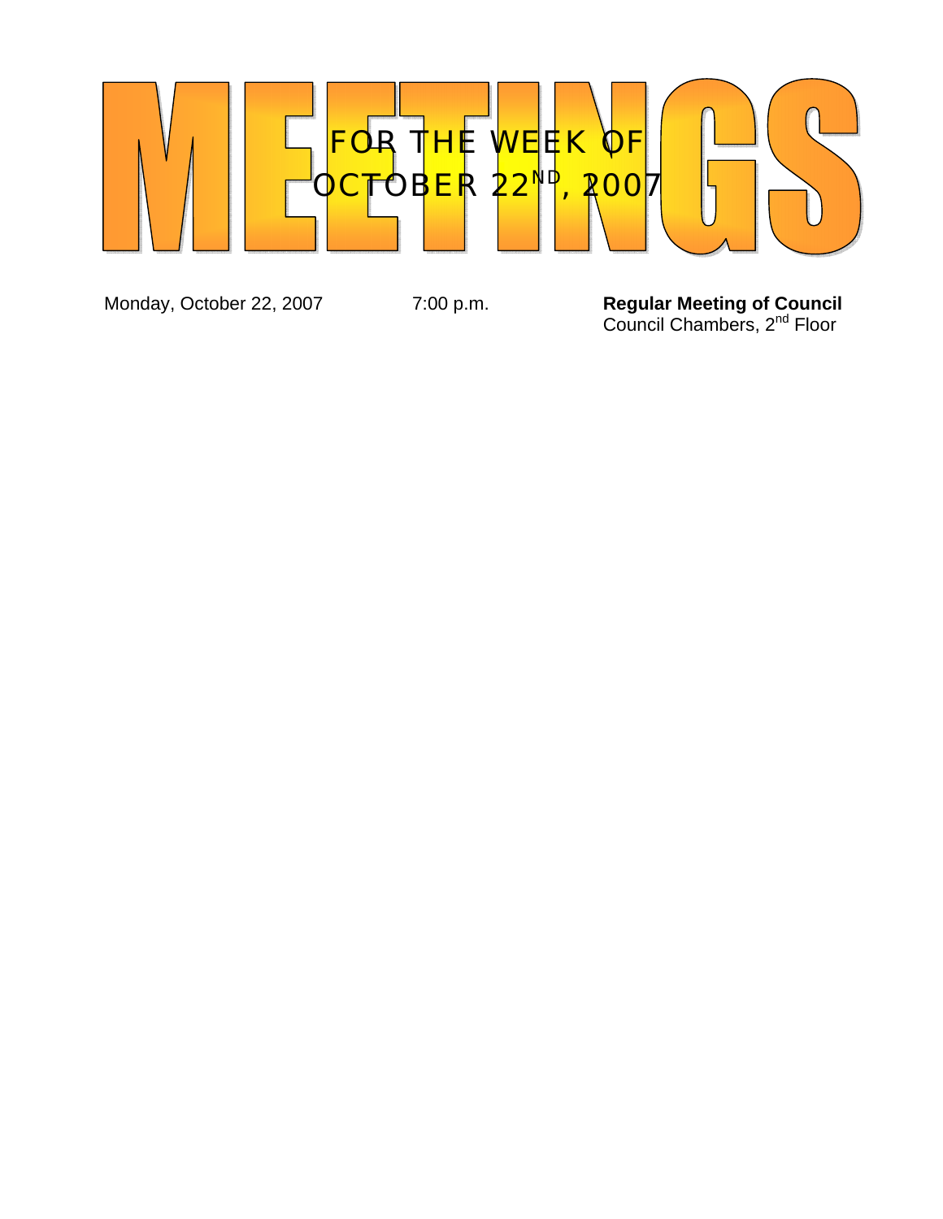# MEETINGS

## FOR THE WEEK OF OCTOBER 22ND, 2007

| | | |
|---|---|---|
| Monday, October 22, 2007 | 7:00 p.m. | **Regular Meeting of Council**<br>Council Chambers, 2nd Floor |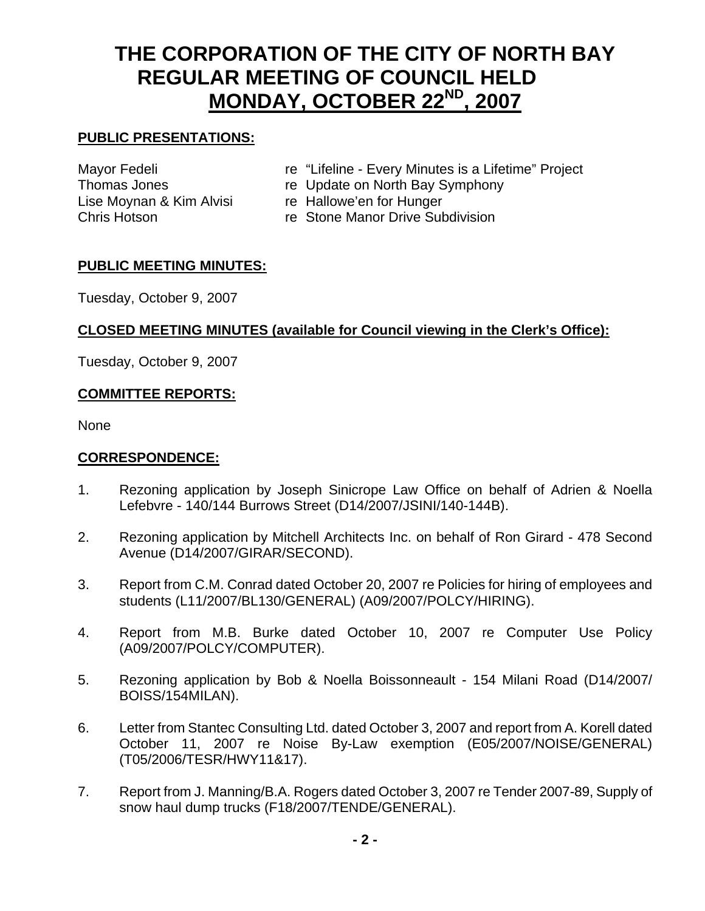# THE CORPORATION OF THE CITY OF NORTH BAY
## REGULAR MEETING OF COUNCIL HELD
## MONDAY, OCTOBER 22ND, 2007

**PUBLIC PRESENTATIONS:**

| | |
|---|---|
| Mayor Fedeli | re "Lifeline - Every Minutes is a Lifetime" Project |
| Thomas Jones | re Update on North Bay Symphony |
| Lise Moynan & Kim Alvisi | re Hallowe'en for Hunger |
| Chris Hotson | re Stone Manor Drive Subdivision |

**PUBLIC MEETING MINUTES:**

Tuesday, October 9, 2007

**CLOSED MEETING MINUTES (available for Council viewing in the Clerk's Office):**

Tuesday, October 9, 2007

**COMMITTEE REPORTS:**

None

**CORRESPONDENCE:**

1. Rezoning application by Joseph Sinicrope Law Office on behalf of Adrien & Noella Lefebvre - 140/144 Burrows Street (D14/2007/JSINI/140-144B).

2. Rezoning application by Mitchell Architects Inc. on behalf of Ron Girard - 478 Second Avenue (D14/2007/GIRAR/SECOND).

3. Report from C.M. Conrad dated October 20, 2007 re Policies for hiring of employees and students (L11/2007/BL130/GENERAL) (A09/2007/POLCY/HIRING).

4. Report from M.B. Burke dated October 10, 2007 re Computer Use Policy (A09/2007/POLCY/COMPUTER).

5. Rezoning application by Bob & Noella Boissonneault - 154 Milani Road (D14/2007/BOISS/154MILAN).

6. Letter from Stantec Consulting Ltd. dated October 3, 2007 and report from A. Korell dated October 11, 2007 re Noise By-Law exemption (E05/2007/NOISE/GENERAL) (T05/2006/TESR/HWY11&17).

7. Report from J. Manning/B.A. Rogers dated October 3, 2007 re Tender 2007-89, Supply of snow haul dump trucks (F18/2007/TENDE/GENERAL).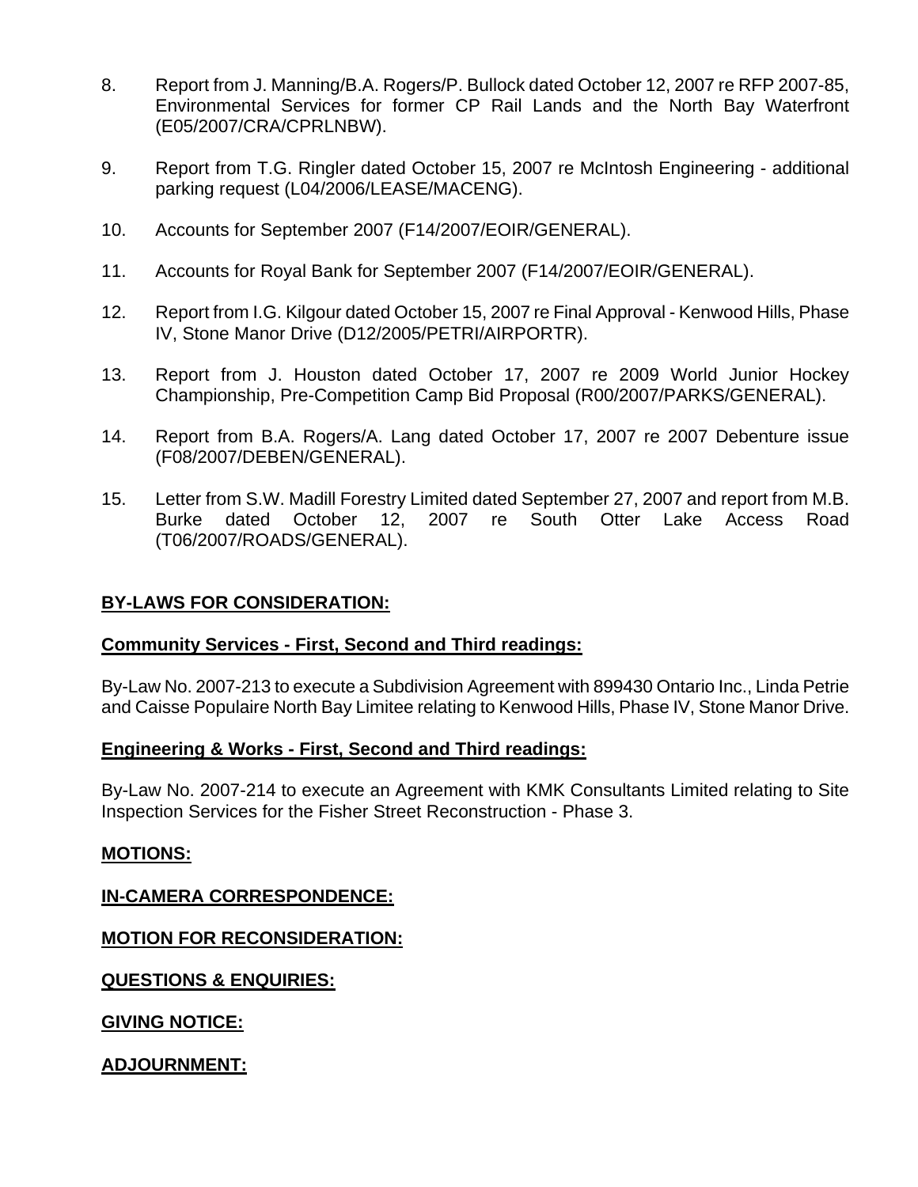8. Report from J. Manning/B.A. Rogers/P. Bullock dated October 12, 2007 re RFP 2007-85, Environmental Services for former CP Rail Lands and the North Bay Waterfront (E05/2007/CRA/CPRLNBW).

9. Report from T.G. Ringler dated October 15, 2007 re McIntosh Engineering - additional parking request (L04/2006/LEASE/MACENG).

10. Accounts for September 2007 (F14/2007/EOIR/GENERAL).

11. Accounts for Royal Bank for September 2007 (F14/2007/EOIR/GENERAL).

12. Report from I.G. Kilgour dated October 15, 2007 re Final Approval - Kenwood Hills, Phase IV, Stone Manor Drive (D12/2005/PETRI/AIRPORTR).

13. Report from J. Houston dated October 17, 2007 re 2009 World Junior Hockey Championship, Pre-Competition Camp Bid Proposal (R00/2007/PARKS/GENERAL).

14. Report from B.A. Rogers/A. Lang dated October 17, 2007 re 2007 Debenture issue (F08/2007/DEBEN/GENERAL).

15. Letter from S.W. Madill Forestry Limited dated September 27, 2007 and report from M.B. Burke dated October 12, 2007 re South Otter Lake Access Road (T06/2007/ROADS/GENERAL).

**BY-LAWS FOR CONSIDERATION:**

**Community Services - First, Second and Third readings:**

By-Law No. 2007-213 to execute a Subdivision Agreement with 899430 Ontario Inc., Linda Petrie and Caisse Populaire North Bay Limitee relating to Kenwood Hills, Phase IV, Stone Manor Drive.

**Engineering & Works - First, Second and Third readings:**

By-Law No. 2007-214 to execute an Agreement with KMK Consultants Limited relating to Site Inspection Services for the Fisher Street Reconstruction - Phase 3.

**MOTIONS:**

**IN-CAMERA CORRESPONDENCE:**

**MOTION FOR RECONSIDERATION:**

**QUESTIONS & ENQUIRIES:**

**GIVING NOTICE:**

**ADJOURNMENT:**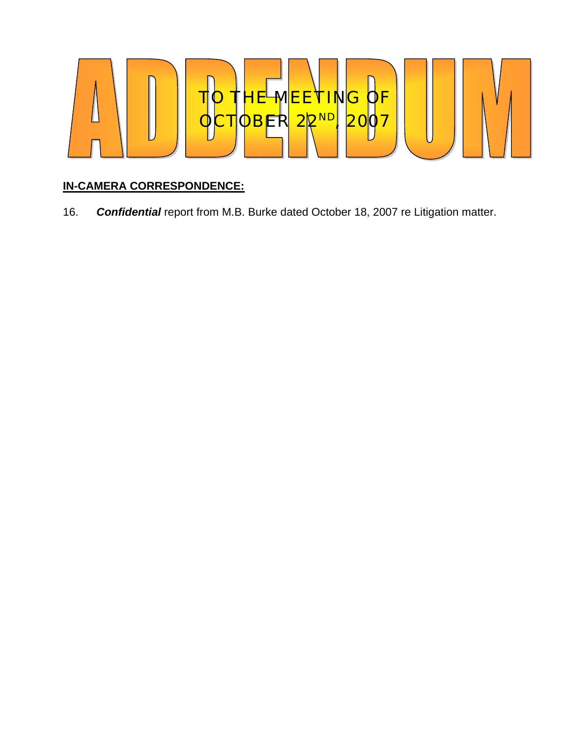# ADDENDUM

TO THE MEETING OF OCTOBER 22ND, 2007

**IN-CAMERA CORRESPONDENCE:**

16. ***Confidential*** report from M.B. Burke dated October 18, 2007 re Litigation matter.